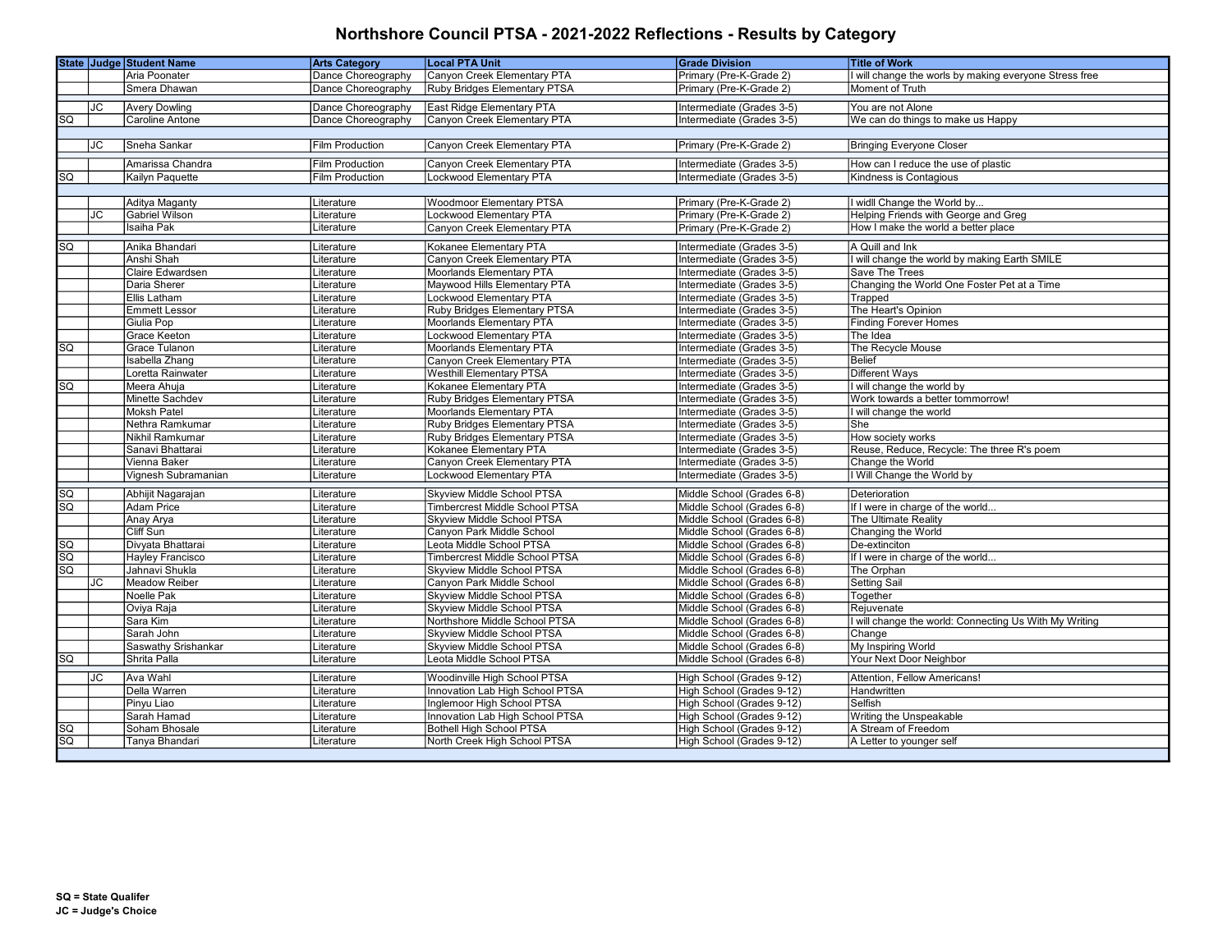# Northshore Council PTSA - 2021-2022 Reflections - Results by Category

| State | Judge | Student Name | Arts Category | Local PTA Unit | Grade Division | Title of Work |
|---|---|---|---|---|---|---|
| | | Aria Poonater | Dance Choreography | Canyon Creek Elementary PTA | Primary (Pre-K-Grade 2) | I will change the worls by making everyone Stress free |
| | | Smera Dhawan | Dance Choreography | Ruby Bridges Elementary PTSA | Primary (Pre-K-Grade 2) | Moment of Truth |
| | JC | Avery Dowling | Dance Choreography | East Ridge Elementary PTA | Intermediate (Grades 3-5) | You are not Alone |
| SQ | | Caroline Antone | Dance Choreography | Canyon Creek Elementary PTA | Intermediate (Grades 3-5) | We can do things to make us Happy |
| | JC | Sneha Sankar | Film Production | Canyon Creek Elementary PTA | Primary (Pre-K-Grade 2) | Bringing Everyone Closer |
| | | Amarissa Chandra | Film Production | Canyon Creek Elementary PTA | Intermediate (Grades 3-5) | How can I reduce the use of plastic |
| SQ | | Kailyn Paquette | Film Production | Lockwood Elementary PTA | Intermediate (Grades 3-5) | Kindness is Contagious |
| | | Aditya Maganty | Literature | Woodmoor Elementary PTSA | Primary (Pre-K-Grade 2) | I widll Change the World by... |
| | JC | Gabriel Wilson | Literature | Lockwood Elementary PTA | Primary (Pre-K-Grade 2) | Helping Friends with George and Greg |
| | | Isaiha Pak | Literature | Canyon Creek Elementary PTA | Primary (Pre-K-Grade 2) | How I make the world a better place |
| SQ | | Anika Bhandari | Literature | Kokanee Elementary PTA | Intermediate (Grades 3-5) | A Quill and Ink |
| | | Anshi Shah | Literature | Canyon Creek Elementary PTA | Intermediate (Grades 3-5) | I will change the world by making Earth SMILE |
| | | Claire Edwardsen | Literature | Moorlands Elementary PTA | Intermediate (Grades 3-5) | Save The Trees |
| | | Daria Sherer | Literature | Maywood Hills Elementary PTA | Intermediate (Grades 3-5) | Changing the World One Foster Pet at a Time |
| | | Ellis Latham | Literature | Lockwood Elementary PTA | Intermediate (Grades 3-5) | Trapped |
| | | Emmett Lessor | Literature | Ruby Bridges Elementary PTSA | Intermediate (Grades 3-5) | The Heart's Opinion |
| | | Giulia Pop | Literature | Moorlands Elementary PTA | Intermediate (Grades 3-5) | Finding Forever Homes |
| | | Grace Keeton | Literature | Lockwood Elementary PTA | Intermediate (Grades 3-5) | The Idea |
| SQ | | Grace Tulanon | Literature | Moorlands Elementary PTA | Intermediate (Grades 3-5) | The Recycle Mouse |
| | | Isabella Zhang | Literature | Canyon Creek Elementary PTA | Intermediate (Grades 3-5) | Belief |
| | | Loretta Rainwater | Literature | Westhill Elementary PTSA | Intermediate (Grades 3-5) | Different Ways |
| SQ | | Meera Ahuja | Literature | Kokanee Elementary PTA | Intermediate (Grades 3-5) | I will change the world by |
| | | Minette Sachdev | Literature | Ruby Bridges Elementary PTSA | Intermediate (Grades 3-5) | Work towards a better tommorrow! |
| | | Moksh Patel | Literature | Moorlands Elementary PTA | Intermediate (Grades 3-5) | I will change the world |
| | | Nethra Ramkumar | Literature | Ruby Bridges Elementary PTSA | Intermediate (Grades 3-5) | She |
| | | Nikhil Ramkumar | Literature | Ruby Bridges Elementary PTSA | Intermediate (Grades 3-5) | How society works |
| | | Sanavi Bhattarai | Literature | Kokanee Elementary PTA | Intermediate (Grades 3-5) | Reuse, Reduce, Recycle: The three R's poem |
| | | Vienna Baker | Literature | Canyon Creek Elementary PTA | Intermediate (Grades 3-5) | Change the World |
| | | Vignesh Subramanian | Literature | Lockwood Elementary PTA | Intermediate (Grades 3-5) | I Will Change the World by |
| SQ | | Abhijit Nagarajan | Literature | Skyview Middle School PTSA | Middle School (Grades 6-8) | Deterioration |
| SQ | | Adam Price | Literature | Timbercrest Middle School PTSA | Middle School (Grades 6-8) | If I were in charge of the world... |
| | | Anay Arya | Literature | Skyview Middle School PTSA | Middle School (Grades 6-8) | The Ultimate Reality |
| | | Cliff Sun | Literature | Canyon Park Middle School | Middle School (Grades 6-8) | Changing the World |
| SQ | | Divyata Bhattarai | Literature | Leota Middle School PTSA | Middle School (Grades 6-8) | De-extinciton |
| SQ | | Hayley Francisco | Literature | Timbercrest Middle School PTSA | Middle School (Grades 6-8) | If I were in charge of the world... |
| SQ | | Jahnavi Shukla | Literature | Skyview Middle School PTSA | Middle School (Grades 6-8) | The Orphan |
| | JC | Meadow Reiber | Literature | Canyon Park Middle School | Middle School (Grades 6-8) | Setting Sail |
| | | Noelle Pak | Literature | Skyview Middle School PTSA | Middle School (Grades 6-8) | Together |
| | | Oviya Raja | Literature | Skyview Middle School PTSA | Middle School (Grades 6-8) | Rejuvenate |
| | | Sara Kim | Literature | Northshore Middle School PTSA | Middle School (Grades 6-8) | I will change the world: Connecting Us With My Writing |
| | | Sarah John | Literature | Skyview Middle School PTSA | Middle School (Grades 6-8) | Change |
| | | Saswathy Srishankar | Literature | Skyview Middle School PTSA | Middle School (Grades 6-8) | My Inspiring World |
| SQ | | Shrita Palla | Literature | Leota Middle School PTSA | Middle School (Grades 6-8) | Your Next Door Neighbor |
| | JC | Ava Wahl | Literature | Woodinville High School PTSA | High School (Grades 9-12) | Attention, Fellow Americans! |
| | | Della Warren | Literature | Innovation Lab High School PTSA | High School (Grades 9-12) | Handwritten |
| | | Pinyu Liao | Literature | Inglemoor High School PTSA | High School (Grades 9-12) | Selfish |
| | | Sarah Hamad | Literature | Innovation Lab High School PTSA | High School (Grades 9-12) | Writing the Unspeakable |
| SQ | | Soham Bhosale | Literature | Bothell High School PTSA | High School (Grades 9-12) | A Stream of Freedom |
| SQ | | Tanya Bhandari | Literature | North Creek High School PTSA | High School (Grades 9-12) | A Letter to younger self |

**SQ = State Qualifer**
**JC = Judge's Choice**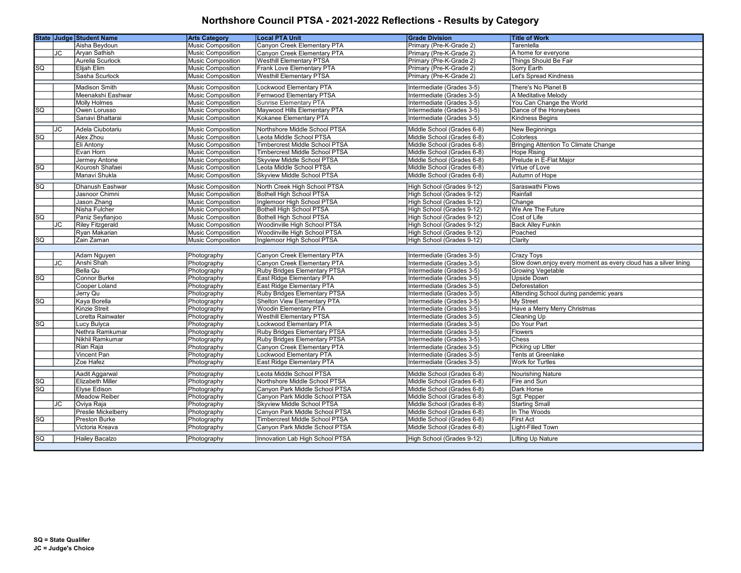# Northshore Council PTSA - 2021-2022 Reflections - Results by Category

| State | Judge | Student Name | Arts Category | Local PTA Unit | Grade Division | Title of Work |
|---|---|---|---|---|---|---|
| | | Aisha Beydoun | Music Composition | Canyon Creek Elementary PTA | Primary (Pre-K-Grade 2) | Tarentella |
| | JC | Aryan Sathish | Music Composition | Canyon Creek Elementary PTA | Primary (Pre-K-Grade 2) | A home for everyone |
| | | Aurelia Scurlock | Music Composition | Westhill Elementary PTSA | Primary (Pre-K-Grade 2) | Things Should Be Fair |
| SQ | | Elijah Elim | Music Composition | Frank Love Elementary PTA | Primary (Pre-K-Grade 2) | Sorry Earth |
| | | Sasha Scurlock | Music Composition | Westhill Elementary PTSA | Primary (Pre-K-Grade 2) | Let's Spread Kindness |
| | | | | | | |
| | | Madison Smith | Music Composition | Lockwood Elementary PTA | Intermediate (Grades 3-5) | There's No Planet B |
| | | Meenakshi Eashwar | Music Composition | Fernwood Elementary PTSA | Intermediate (Grades 3-5) | A Meditative Melody |
| | | Molly Holmes | Music Composition | Sunrise Elementary PTA | Intermediate (Grades 3-5) | You Can Change the World |
| SQ | | Owen Lorusso | Music Composition | Maywood Hills Elementary PTA | Intermediate (Grades 3-5) | Dance of the Honeybees |
| | | Sanavi Bhattarai | Music Composition | Kokanee Elementary PTA | Intermediate (Grades 3-5) | Kindness Begins |
| | | | | | | |
| | JC | Adela Ciubotariu | Music Composition | Northshore Middle School PTSA | Middle School (Grades 6-8) | New Beginnings |
| SQ | | Alex Zhou | Music Composition | Leota Middle School PTSA | Middle School (Grades 6-8) | Colorless |
| | | Eli Antony | Music Composition | Timbercrest Middle School PTSA | Middle School (Grades 6-8) | Bringing Attention To Climate Change |
| | | Evan Horn | Music Composition | Timbercrest Middle School PTSA | Middle School (Grades 6-8) | Hope Rising |
| | | Jermey Antone | Music Composition | Skyview Middle School PTSA | Middle School (Grades 6-8) | Prelude in E-Flat Major |
| SQ | | Kourosh Shafaei | Music Composition | Leota Middle School PTSA | Middle School (Grades 6-8) | Virtue of Love |
| | | Manavi Shukla | Music Composition | Skyview Middle School PTSA | Middle School (Grades 6-8) | Autumn of Hope |
| | | | | | | |
| SQ | | Dhanush Eashwar | Music Composition | North Creek High School PTSA | High School (Grades 9-12) | Saraswathi Flows |
| | | Jasnoor Chimni | Music Composition | Bothell High School PTSA | High School (Grades 9-12) | Rainfall |
| | | Jason Zhang | Music Composition | Inglemoor High School PTSA | High School (Grades 9-12) | Change |
| | | Nisha Fulcher | Music Composition | Bothell High School PTSA | High School (Grades 9-12) | We Are The Future |
| SQ | | Paniz Seyfianjoo | Music Composition | Bothell High School PTSA | High School (Grades 9-12) | Cost of Life |
| | JC | Riley Fitzgerald | Music Composition | Woodinville High School PTSA | High School (Grades 9-12) | Back Alley Funkin |
| | | Ryan Makarian | Music Composition | Woodinville High School PTSA | High School (Grades 9-12) | Poached |
| SQ | | Zain Zaman | Music Composition | Inglemoor High School PTSA | High School (Grades 9-12) | Clarity |
| | | | | | | |
| | | Adam Nguyen | Photography | Canyon Creek Elementary PTA | Intermediate (Grades 3-5) | Crazy Toys |
| | JC | Anshi Shah | Photography | Canyon Creek Elementary PTA | Intermediate (Grades 3-5) | Slow down,enjoy every moment as every cloud has a silver lining |
| | | Bella Qu | Photography | Ruby Bridges Elementary PTSA | Intermediate (Grades 3-5) | Growing Vegetable |
| SQ | | Connor Burke | Photography | East Ridge Elementary PTA | Intermediate (Grades 3-5) | Upside Down |
| | | Cooper Loland | Photography | East Ridge Elementary PTA | Intermediate (Grades 3-5) | Deforestation |
| | | Jerry Qu | Photography | Ruby Bridges Elementary PTSA | Intermediate (Grades 3-5) | Attending School during pandemic years |
| SQ | | Kaya Borella | Photography | Shelton View Elementary PTA | Intermediate (Grades 3-5) | My Street |
| | | Kinzie Streit | Photography | Woodin Elementary PTA | Intermediate (Grades 3-5) | Have a Merry Merry Christmas |
| | | Loretta Rainwater | Photography | Westhill Elementary PTSA | Intermediate (Grades 3-5) | Cleaning Up |
| SQ | | Lucy Bulyca | Photography | Lockwood Elementary PTA | Intermediate (Grades 3-5) | Do Your Part |
| | | Nethra Ramkumar | Photography | Ruby Bridges Elementary PTSA | Intermediate (Grades 3-5) | Flowers |
| | | Nikhil Ramkumar | Photography | Ruby Bridges Elementary PTSA | Intermediate (Grades 3-5) | Chess |
| | | Rian Raja | Photography | Canyon Creek Elementary PTA | Intermediate (Grades 3-5) | Picking up Litter |
| | | Vincent Pan | Photography | Lockwood Elementary PTA | Intermediate (Grades 3-5) | Tents at Greenlake |
| | | Zoe Hafez | Photography | East Ridge Elementary PTA | Intermediate (Grades 3-5) | Work for Turtles |
| | | | | | | |
| | | Aadit Aggarwal | Photography | Leota Middle School PTSA | Middle School (Grades 6-8) | Nourishing Nature |
| SQ | | Elizabeth Miller | Photography | Northshore Middle School PTSA | Middle School (Grades 6-8) | Fire and Sun |
| SQ | | Elyse Edison | Photography | Canyon Park Middle School PTSA | Middle School (Grades 6-8) | Dark Horse |
| | | Meadow Reiber | Photography | Canyon Park Middle School PTSA | Middle School (Grades 6-8) | Sgt. Pepper |
| | JC | Oviya Raja | Photography | Skyview Middle School PTSA | Middle School (Grades 6-8) | Starting Small |
| | | Preslie Mickelberry | Photography | Canyon Park Middle School PTSA | Middle School (Grades 6-8) | In The Woods |
| SQ | | Preston Burke | Photography | Timbercrest Middle School PTSA | Middle School (Grades 6-8) | First Act |
| | | Victoria Kreava | Photography | Canyon Park Middle School PTSA | Middle School (Grades 6-8) | Light-Filled Town |
| | | | | | | |
| SQ | | Hailey Bacalzo | Photography | Innovation Lab High School PTSA | High School (Grades 9-12) | Lifting Up Nature |

**SQ = State Qualifer**
**JC = Judge's Choice**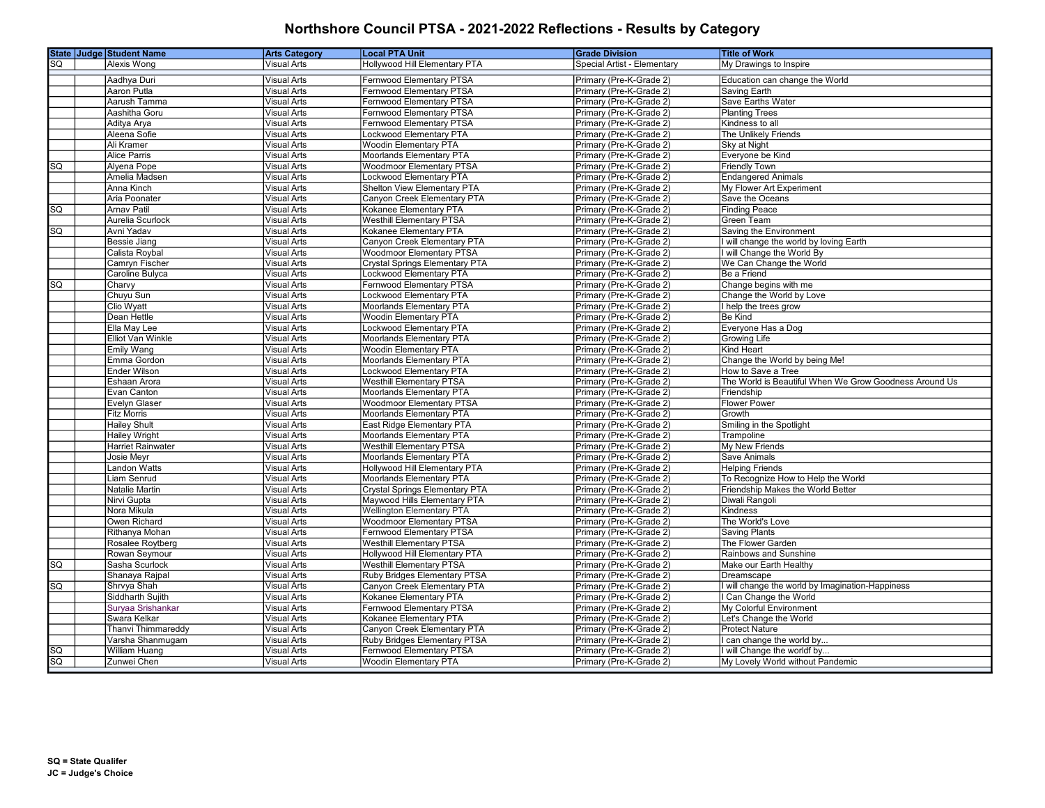# Northshore Council PTSA - 2021-2022 Reflections - Results by Category

| State | Judge | Student Name | Arts Category | Local PTA Unit | Grade Division | Title of Work |
|---|---|---|---|---|---|---|
| SQ | | Alexis Wong | Visual Arts | Hollywood Hill Elementary PTA | Special Artist - Elementary | My Drawings to Inspire |
| | | | | | | |
| | | Aadhya Duri | Visual Arts | Fernwood Elementary PTSA | Primary (Pre-K-Grade 2) | Education can change the World |
| | | Aaron Putla | Visual Arts | Fernwood Elementary PTSA | Primary (Pre-K-Grade 2) | Saving Earth |
| | | Aarush Tamma | Visual Arts | Fernwood Elementary PTSA | Primary (Pre-K-Grade 2) | Save Earths Water |
| | | Aashitha Goru | Visual Arts | Fernwood Elementary PTSA | Primary (Pre-K-Grade 2) | Planting Trees |
| | | Aditya Arya | Visual Arts | Fernwood Elementary PTSA | Primary (Pre-K-Grade 2) | Kindness to all |
| | | Aleena Sofie | Visual Arts | Lockwood Elementary PTA | Primary (Pre-K-Grade 2) | The Unlikely Friends |
| | | Ali Kramer | Visual Arts | Woodin Elementary PTA | Primary (Pre-K-Grade 2) | Sky at Night |
| | | Alice Parris | Visual Arts | Moorlands Elementary PTA | Primary (Pre-K-Grade 2) | Everyone be Kind |
| SQ | | Alyena Pope | Visual Arts | Woodmoor Elementary PTSA | Primary (Pre-K-Grade 2) | Friendly Town |
| | | Amelia Madsen | Visual Arts | Lockwood Elementary PTA | Primary (Pre-K-Grade 2) | Endangered Animals |
| | | Anna Kinch | Visual Arts | Shelton View Elementary PTA | Primary (Pre-K-Grade 2) | My Flower Art Experiment |
| | | Aria Poonater | Visual Arts | Canyon Creek Elementary PTA | Primary (Pre-K-Grade 2) | Save the Oceans |
| SQ | | Arnav Patil | Visual Arts | Kokanee Elementary PTA | Primary (Pre-K-Grade 2) | Finding Peace |
| | | Aurelia Scurlock | Visual Arts | Westhill Elementary PTSA | Primary (Pre-K-Grade 2) | Green Team |
| SQ | | Avni Yadav | Visual Arts | Kokanee Elementary PTA | Primary (Pre-K-Grade 2) | Saving the Environment |
| | | Bessie Jiang | Visual Arts | Canyon Creek Elementary PTA | Primary (Pre-K-Grade 2) | I will change the world by loving Earth |
| | | Calista Roybal | Visual Arts | Woodmoor Elementary PTSA | Primary (Pre-K-Grade 2) | I will Change the World By |
| | | Camryn Fischer | Visual Arts | Crystal Springs Elementary PTA | Primary (Pre-K-Grade 2) | We Can Change the World |
| | | Caroline Bulyca | Visual Arts | Lockwood Elementary PTA | Primary (Pre-K-Grade 2) | Be a Friend |
| SQ | | Charvy | Visual Arts | Fernwood Elementary PTSA | Primary (Pre-K-Grade 2) | Change begins with me |
| | | Chuyu Sun | Visual Arts | Lockwood Elementary PTA | Primary (Pre-K-Grade 2) | Change the World by Love |
| | | Clio Wyatt | Visual Arts | Moorlands Elementary PTA | Primary (Pre-K-Grade 2) | I help the trees grow |
| | | Dean Hettle | Visual Arts | Woodin Elementary PTA | Primary (Pre-K-Grade 2) | Be Kind |
| | | Ella May Lee | Visual Arts | Lockwood Elementary PTA | Primary (Pre-K-Grade 2) | Everyone Has a Dog |
| | | Elliot Van Winkle | Visual Arts | Moorlands Elementary PTA | Primary (Pre-K-Grade 2) | Growing Life |
| | | Emily Wang | Visual Arts | Woodin Elementary PTA | Primary (Pre-K-Grade 2) | Kind Heart |
| | | Emma Gordon | Visual Arts | Moorlands Elementary PTA | Primary (Pre-K-Grade 2) | Change the World by being Me! |
| | | Ender Wilson | Visual Arts | Lockwood Elementary PTA | Primary (Pre-K-Grade 2) | How to Save a Tree |
| | | Eshaan Arora | Visual Arts | Westhill Elementary PTSA | Primary (Pre-K-Grade 2) | The World is Beautiful When We Grow Goodness Around Us |
| | | Evan Canton | Visual Arts | Moorlands Elementary PTA | Primary (Pre-K-Grade 2) | Friendship |
| | | Evelyn Glaser | Visual Arts | Woodmoor Elementary PTSA | Primary (Pre-K-Grade 2) | Flower Power |
| | | Fitz Morris | Visual Arts | Moorlands Elementary PTA | Primary (Pre-K-Grade 2) | Growth |
| | | Hailey Shult | Visual Arts | East Ridge Elementary PTA | Primary (Pre-K-Grade 2) | Smiling in the Spotlight |
| | | Hailey Wright | Visual Arts | Moorlands Elementary PTA | Primary (Pre-K-Grade 2) | Trampoline |
| | | Harriet Rainwater | Visual Arts | Westhill Elementary PTSA | Primary (Pre-K-Grade 2) | My New Friends |
| | | Josie Meyr | Visual Arts | Moorlands Elementary PTA | Primary (Pre-K-Grade 2) | Save Animals |
| | | Landon Watts | Visual Arts | Hollywood Hill Elementary PTA | Primary (Pre-K-Grade 2) | Helping Friends |
| | | Liam Senrud | Visual Arts | Moorlands Elementary PTA | Primary (Pre-K-Grade 2) | To Recognize How to Help the World |
| | | Natalie Martin | Visual Arts | Crystal Springs Elementary PTA | Primary (Pre-K-Grade 2) | Friendship Makes the World Better |
| | | Nirvi Gupta | Visual Arts | Maywood Hills Elementary PTA | Primary (Pre-K-Grade 2) | Diwali Rangoli |
| | | Nora Mikula | Visual Arts | Wellington Elementary PTA | Primary (Pre-K-Grade 2) | Kindness |
| | | Owen Richard | Visual Arts | Woodmoor Elementary PTSA | Primary (Pre-K-Grade 2) | The World's Love |
| | | Rithanya Mohan | Visual Arts | Fernwood Elementary PTSA | Primary (Pre-K-Grade 2) | Saving Plants |
| | | Rosalee Roytberg | Visual Arts | Westhill Elementary PTSA | Primary (Pre-K-Grade 2) | The Flower Garden |
| | | Rowan Seymour | Visual Arts | Hollywood Hill Elementary PTA | Primary (Pre-K-Grade 2) | Rainbows and Sunshine |
| SQ | | Sasha Scurlock | Visual Arts | Westhill Elementary PTSA | Primary (Pre-K-Grade 2) | Make our Earth Healthy |
| | | Shanaya Rajpal | Visual Arts | Ruby Bridges Elementary PTSA | Primary (Pre-K-Grade 2) | Dreamscape |
| SQ | | Shrvya Shah | Visual Arts | Canyon Creek Elementary PTA | Primary (Pre-K-Grade 2) | I will change the world by Imagination-Happiness |
| | | Siddharth Sujith | Visual Arts | Kokanee Elementary PTA | Primary (Pre-K-Grade 2) | I Can Change the World |
| | | Suryaa Srishankar | Visual Arts | Fernwood Elementary PTSA | Primary (Pre-K-Grade 2) | My Colorful Environment |
| | | Swara Kelkar | Visual Arts | Kokanee Elementary PTA | Primary (Pre-K-Grade 2) | Let's Change the World |
| | | Thanvi Thimmareddy | Visual Arts | Canyon Creek Elementary PTA | Primary (Pre-K-Grade 2) | Protect Nature |
| | | Varsha Shanmugam | Visual Arts | Ruby Bridges Elementary PTSA | Primary (Pre-K-Grade 2) | I can change the world by... |
| SQ | | William Huang | Visual Arts | Fernwood Elementary PTSA | Primary (Pre-K-Grade 2) | I will Change the worldf by... |
| SQ | | Zunwei Chen | Visual Arts | Woodin Elementary PTA | Primary (Pre-K-Grade 2) | My Lovely World without Pandemic |

**SQ = State Qualifer**
**JC = Judge's Choice**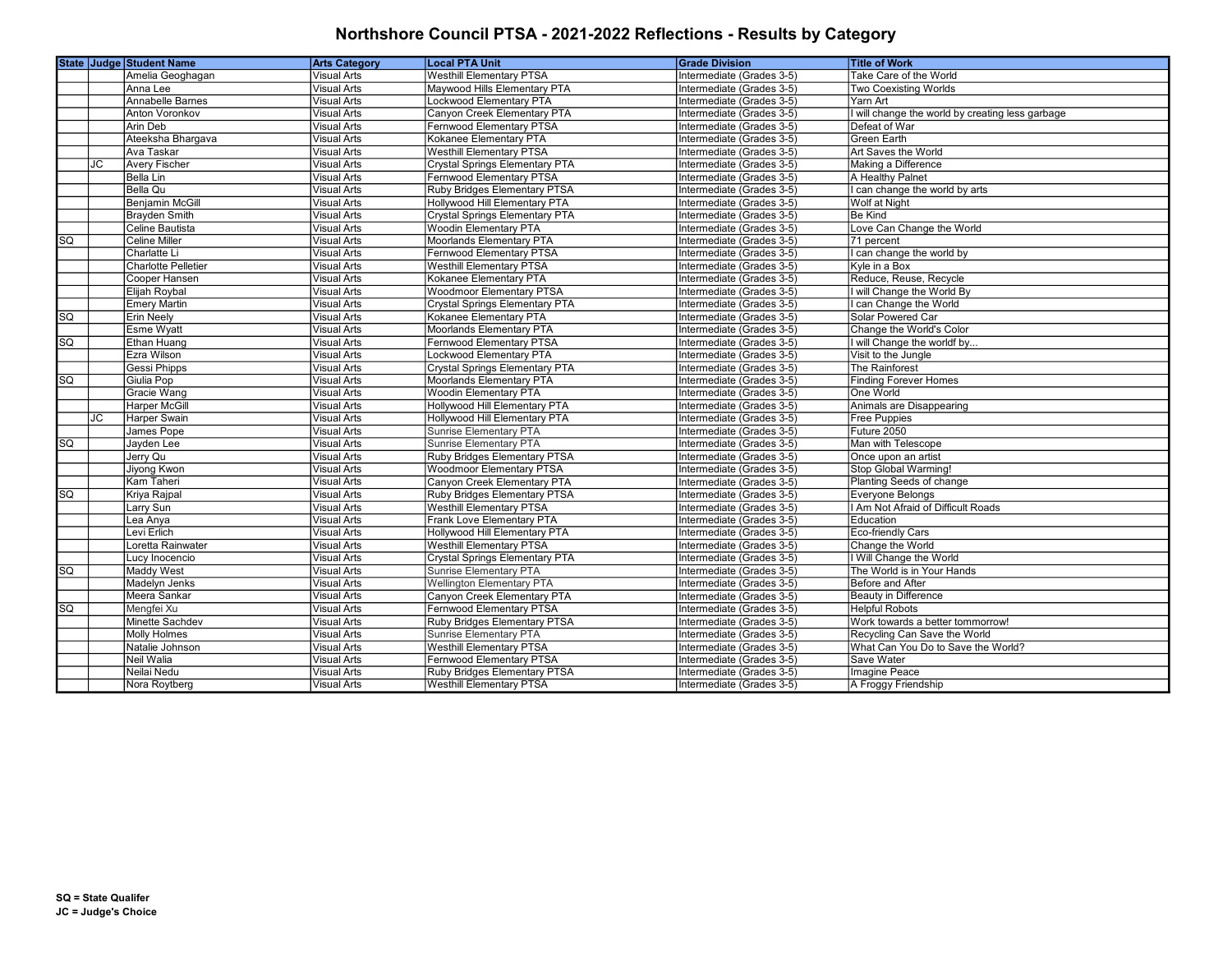# Northshore Council PTSA - 2021-2022 Reflections - Results by Category

| State | Judge | Student Name | Arts Category | Local PTA Unit | Grade Division | Title of Work |
|---|---|---|---|---|---|---|
| | | Amelia Geoghagan | Visual Arts | Westhill Elementary PTSA | Intermediate (Grades 3-5) | Take Care of the World |
| | | Anna Lee | Visual Arts | Maywood Hills Elementary PTA | Intermediate (Grades 3-5) | Two Coexisting Worlds |
| | | Annabelle Barnes | Visual Arts | Lockwood Elementary PTA | Intermediate (Grades 3-5) | Yarn Art |
| | | Anton Voronkov | Visual Arts | Canyon Creek Elementary PTA | Intermediate (Grades 3-5) | I will change the world by creating less garbage |
| | | Arin Deb | Visual Arts | Fernwood Elementary PTSA | Intermediate (Grades 3-5) | Defeat of War |
| | | Ateeksha Bhargava | Visual Arts | Kokanee Elementary PTA | Intermediate (Grades 3-5) | Green Earth |
| | | Ava Taskar | Visual Arts | Westhill Elementary PTSA | Intermediate (Grades 3-5) | Art Saves the World |
| | JC | Avery Fischer | Visual Arts | Crystal Springs Elementary PTA | Intermediate (Grades 3-5) | Making a Difference |
| | | Bella Lin | Visual Arts | Fernwood Elementary PTSA | Intermediate (Grades 3-5) | A Healthy Palnet |
| | | Bella Qu | Visual Arts | Ruby Bridges Elementary PTSA | Intermediate (Grades 3-5) | I can change the world by arts |
| | | Benjamin McGill | Visual Arts | Hollywood Hill Elementary PTA | Intermediate (Grades 3-5) | Wolf at Night |
| | | Brayden Smith | Visual Arts | Crystal Springs Elementary PTA | Intermediate (Grades 3-5) | Be Kind |
| | | Celine Bautista | Visual Arts | Woodin Elementary PTA | Intermediate (Grades 3-5) | Love Can Change the World |
| SQ | | Celine Miller | Visual Arts | Moorlands Elementary PTA | Intermediate (Grades 3-5) | 71 percent |
| | | Charlatte Li | Visual Arts | Fernwood Elementary PTSA | Intermediate (Grades 3-5) | I can change the world by |
| | | Charlotte Pelletier | Visual Arts | Westhill Elementary PTSA | Intermediate (Grades 3-5) | Kyle in a Box |
| | | Cooper Hansen | Visual Arts | Kokanee Elementary PTA | Intermediate (Grades 3-5) | Reduce, Reuse, Recycle |
| | | Elijah Roybal | Visual Arts | Woodmoor Elementary PTSA | Intermediate (Grades 3-5) | I will Change the World By |
| | | Emery Martin | Visual Arts | Crystal Springs Elementary PTA | Intermediate (Grades 3-5) | I can Change the World |
| SQ | | Erin Neely | Visual Arts | Kokanee Elementary PTA | Intermediate (Grades 3-5) | Solar Powered Car |
| | | Esme Wyatt | Visual Arts | Moorlands Elementary PTA | Intermediate (Grades 3-5) | Change the World's Color |
| SQ | | Ethan Huang | Visual Arts | Fernwood Elementary PTSA | Intermediate (Grades 3-5) | I will Change the worldf by... |
| | | Ezra Wilson | Visual Arts | Lockwood Elementary PTA | Intermediate (Grades 3-5) | Visit to the Jungle |
| | | Gessi Phipps | Visual Arts | Crystal Springs Elementary PTA | Intermediate (Grades 3-5) | The Rainforest |
| SQ | | Giulia Pop | Visual Arts | Moorlands Elementary PTA | Intermediate (Grades 3-5) | Finding Forever Homes |
| | | Gracie Wang | Visual Arts | Woodin Elementary PTA | Intermediate (Grades 3-5) | One World |
| | | Harper McGill | Visual Arts | Hollywood Hill Elementary PTA | Intermediate (Grades 3-5) | Animals are Disappearing |
| | JC | Harper Swain | Visual Arts | Hollywood Hill Elementary PTA | Intermediate (Grades 3-5) | Free Puppies |
| | | James Pope | Visual Arts | Sunrise Elementary PTA | Intermediate (Grades 3-5) | Future 2050 |
| SQ | | Jayden Lee | Visual Arts | Sunrise Elementary PTA | Intermediate (Grades 3-5) | Man with Telescope |
| | | Jerry Qu | Visual Arts | Ruby Bridges Elementary PTSA | Intermediate (Grades 3-5) | Once upon an artist |
| | | Jiyong Kwon | Visual Arts | Woodmoor Elementary PTSA | Intermediate (Grades 3-5) | Stop Global Warming! |
| | | Kam Taheri | Visual Arts | Canyon Creek Elementary PTA | Intermediate (Grades 3-5) | Planting Seeds of change |
| SQ | | Kriya Rajpal | Visual Arts | Ruby Bridges Elementary PTSA | Intermediate (Grades 3-5) | Everyone Belongs |
| | | Larry Sun | Visual Arts | Westhill Elementary PTSA | Intermediate (Grades 3-5) | I Am Not Afraid of Difficult Roads |
| | | Lea Anya | Visual Arts | Frank Love Elementary PTA | Intermediate (Grades 3-5) | Education |
| | | Levi Erlich | Visual Arts | Hollywood Hill Elementary PTA | Intermediate (Grades 3-5) | Eco-friendly Cars |
| | | Loretta Rainwater | Visual Arts | Westhill Elementary PTSA | Intermediate (Grades 3-5) | Change the World |
| | | Lucy Inocencio | Visual Arts | Crystal Springs Elementary PTA | Intermediate (Grades 3-5) | I Will Change the World |
| SQ | | Maddy West | Visual Arts | Sunrise Elementary PTA | Intermediate (Grades 3-5) | The World is in Your Hands |
| | | Madelyn Jenks | Visual Arts | Wellington Elementary PTA | Intermediate (Grades 3-5) | Before and After |
| | | Meera Sankar | Visual Arts | Canyon Creek Elementary PTA | Intermediate (Grades 3-5) | Beauty in Difference |
| SQ | | Mengfei Xu | Visual Arts | Fernwood Elementary PTSA | Intermediate (Grades 3-5) | Helpful Robots |
| | | Minette Sachdev | Visual Arts | Ruby Bridges Elementary PTSA | Intermediate (Grades 3-5) | Work towards a better tommorrow! |
| | | Molly Holmes | Visual Arts | Sunrise Elementary PTA | Intermediate (Grades 3-5) | Recycling Can Save the World |
| | | Natalie Johnson | Visual Arts | Westhill Elementary PTSA | Intermediate (Grades 3-5) | What Can You Do to Save the World? |
| | | Neil Walia | Visual Arts | Fernwood Elementary PTSA | Intermediate (Grades 3-5) | Save Water |
| | | Neilai Nedu | Visual Arts | Ruby Bridges Elementary PTSA | Intermediate (Grades 3-5) | Imagine Peace |
| | | Nora Roytberg | Visual Arts | Westhill Elementary PTSA | Intermediate (Grades 3-5) | A Froggy Friendship |

**SQ = State Qualifer**
**JC = Judge's Choice**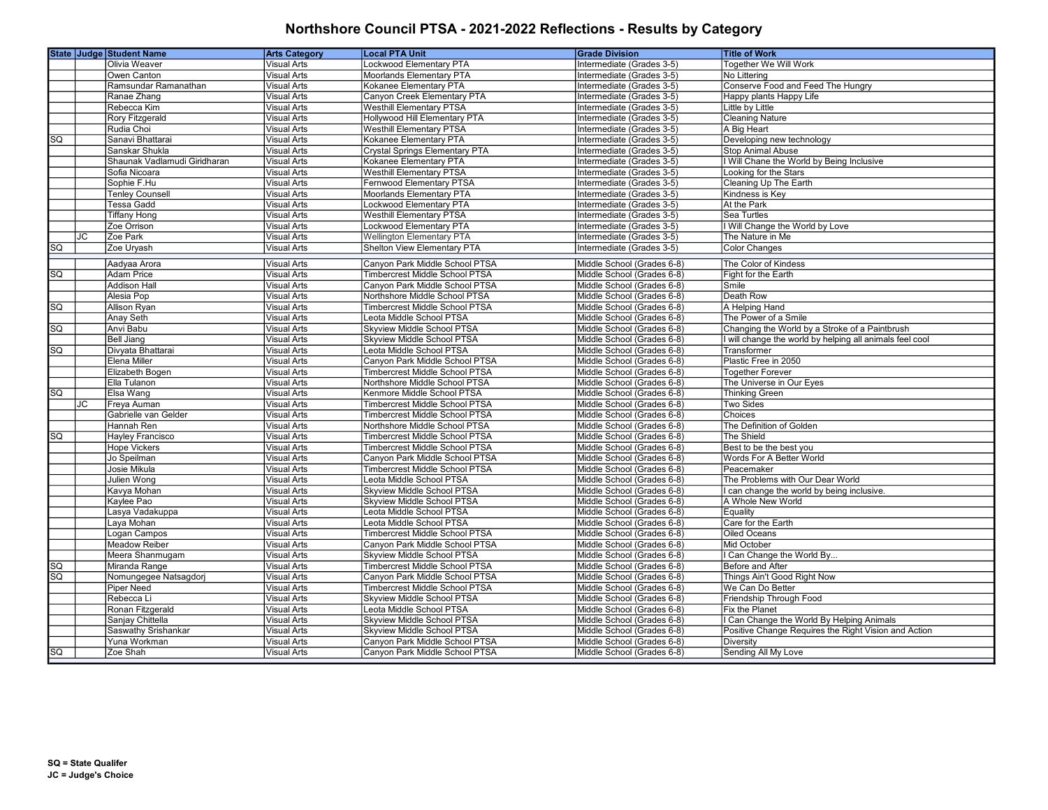# Northshore Council PTSA - 2021-2022 Reflections - Results by Category

| State | Judge | Student Name | Arts Category | Local PTA Unit | Grade Division | Title of Work |
|---|---|---|---|---|---|---|
| | | Olivia Weaver | Visual Arts | Lockwood Elementary PTA | Intermediate (Grades 3-5) | Together We Will Work |
| | | Owen Canton | Visual Arts | Moorlands Elementary PTA | Intermediate (Grades 3-5) | No Littering |
| | | Ramsundar Ramanathan | Visual Arts | Kokanee Elementary PTA | Intermediate (Grades 3-5) | Conserve Food and Feed The Hungry |
| | | Ranae Zhang | Visual Arts | Canyon Creek Elementary PTA | Intermediate (Grades 3-5) | Happy plants Happy Life |
| | | Rebecca Kim | Visual Arts | Westhill Elementary PTSA | Intermediate (Grades 3-5) | Little by Little |
| | | Rory Fitzgerald | Visual Arts | Hollywood Hill Elementary PTA | Intermediate (Grades 3-5) | Cleaning Nature |
| | | Rudia Choi | Visual Arts | Westhill Elementary PTSA | Intermediate (Grades 3-5) | A Big Heart |
| SQ | | Sanavi Bhattarai | Visual Arts | Kokanee Elementary PTA | Intermediate (Grades 3-5) | Developing new technology |
| | | Sanskar Shukla | Visual Arts | Crystal Springs Elementary PTA | Intermediate (Grades 3-5) | Stop Animal Abuse |
| | | Shaunak Vadlamudi Giridharan | Visual Arts | Kokanee Elementary PTA | Intermediate (Grades 3-5) | I Will Chane the World by Being Inclusive |
| | | Sofia Nicoara | Visual Arts | Westhill Elementary PTSA | Intermediate (Grades 3-5) | Looking for the Stars |
| | | Sophie F.Hu | Visual Arts | Fernwood Elementary PTSA | Intermediate (Grades 3-5) | Cleaning Up The Earth |
| | | Tenley Counsell | Visual Arts | Moorlands Elementary PTA | Intermediate (Grades 3-5) | Kindness is Key |
| | | Tessa Gadd | Visual Arts | Lockwood Elementary PTA | Intermediate (Grades 3-5) | At the Park |
| | | Tiffany Hong | Visual Arts | Westhill Elementary PTSA | Intermediate (Grades 3-5) | Sea Turtles |
| | | Zoe Orrison | Visual Arts | Lockwood Elementary PTA | Intermediate (Grades 3-5) | I Will Change the World by Love |
| | JC | Zoe Park | Visual Arts | Wellington Elementary PTA | Intermediate (Grades 3-5) | The Nature in Me |
| SQ | | Zoe Uryash | Visual Arts | Shelton View Elementary PTA | Intermediate (Grades 3-5) | Color Changes |
| | | Aadyaa Arora | Visual Arts | Canyon Park Middle School PTSA | Middle School (Grades 6-8) | The Color of Kindess |
| SQ | | Adam Price | Visual Arts | Timbercrest Middle School PTSA | Middle School (Grades 6-8) | Fight for the Earth |
| | | Addison Hall | Visual Arts | Canyon Park Middle School PTSA | Middle School (Grades 6-8) | Smile |
| | | Alesia Pop | Visual Arts | Northshore Middle School PTSA | Middle School (Grades 6-8) | Death Row |
| SQ | | Allison Ryan | Visual Arts | Timbercrest Middle School PTSA | Middle School (Grades 6-8) | A Helping Hand |
| | | Anay Seth | Visual Arts | Leota Middle School PTSA | Middle School (Grades 6-8) | The Power of a Smile |
| SQ | | Anvi Babu | Visual Arts | Skyview Middle School PTSA | Middle School (Grades 6-8) | Changing the World by a Stroke of a Paintbrush |
| | | Bell Jiang | Visual Arts | Skyview Middle School PTSA | Middle School (Grades 6-8) | I will change the world by helping all animals feel cool |
| SQ | | Divyata Bhattarai | Visual Arts | Leota Middle School PTSA | Middle School (Grades 6-8) | Transformer |
| | | Elena Miller | Visual Arts | Canyon Park Middle School PTSA | Middle School (Grades 6-8) | Plastic Free in 2050 |
| | | Elizabeth Bogen | Visual Arts | Timbercrest Middle School PTSA | Middle School (Grades 6-8) | Together Forever |
| | | Ella Tulanon | Visual Arts | Northshore Middle School PTSA | Middle School (Grades 6-8) | The Universe in Our Eyes |
| SQ | | Elsa Wang | Visual Arts | Kenmore Middle School PTSA | Middle School (Grades 6-8) | Thinking Green |
| | JC | Freya Auman | Visual Arts | Timbercrest Middle School PTSA | Middle School (Grades 6-8) | Two Sides |
| | | Gabrielle van Gelder | Visual Arts | Timbercrest Middle School PTSA | Middle School (Grades 6-8) | Choices |
| | | Hannah Ren | Visual Arts | Northshore Middle School PTSA | Middle School (Grades 6-8) | The Definition of Golden |
| SQ | | Hayley Francisco | Visual Arts | Timbercrest Middle School PTSA | Middle School (Grades 6-8) | The Shield |
| | | Hope Vickers | Visual Arts | Timbercrest Middle School PTSA | Middle School (Grades 6-8) | Best to be the best you |
| | | Jo Speilman | Visual Arts | Canyon Park Middle School PTSA | Middle School (Grades 6-8) | Words For A Better World |
| | | Josie Mikula | Visual Arts | Timbercrest Middle School PTSA | Middle School (Grades 6-8) | Peacemaker |
| | | Julien Wong | Visual Arts | Leota Middle School PTSA | Middle School (Grades 6-8) | The Problems with Our Dear World |
| | | Kavya Mohan | Visual Arts | Skyview Middle School PTSA | Middle School (Grades 6-8) | I can change the world by being inclusive. |
| | | Kaylee Pao | Visual Arts | Skyview Middle School PTSA | Middle School (Grades 6-8) | A Whole New World |
| | | Lasya Vadakuppa | Visual Arts | Leota Middle School PTSA | Middle School (Grades 6-8) | Equality |
| | | Laya Mohan | Visual Arts | Leota Middle School PTSA | Middle School (Grades 6-8) | Care for the Earth |
| | | Logan Campos | Visual Arts | Timbercrest Middle School PTSA | Middle School (Grades 6-8) | Oiled Oceans |
| | | Meadow Reiber | Visual Arts | Canyon Park Middle School PTSA | Middle School (Grades 6-8) | Mid October |
| | | Meera Shanmugam | Visual Arts | Skyview Middle School PTSA | Middle School (Grades 6-8) | I Can Change the World By... |
| SQ | | Miranda Range | Visual Arts | Timbercrest Middle School PTSA | Middle School (Grades 6-8) | Before and After |
| SQ | | Nomungegee Natsagdorj | Visual Arts | Canyon Park Middle School PTSA | Middle School (Grades 6-8) | Things Ain't Good Right Now |
| | | Piper Need | Visual Arts | Timbercrest Middle School PTSA | Middle School (Grades 6-8) | We Can Do Better |
| | | Rebecca Li | Visual Arts | Skyview Middle School PTSA | Middle School (Grades 6-8) | Friendship Through Food |
| | | Ronan Fitzgerald | Visual Arts | Leota Middle School PTSA | Middle School (Grades 6-8) | Fix the Planet |
| | | Sanjay Chittella | Visual Arts | Skyview Middle School PTSA | Middle School (Grades 6-8) | I Can Change the World By Helping Animals |
| | | Saswathy Srishankar | Visual Arts | Skyview Middle School PTSA | Middle School (Grades 6-8) | Positive Change Requires the Right Vision and Action |
| | | Yuna Workman | Visual Arts | Canyon Park Middle School PTSA | Middle School (Grades 6-8) | Diversity |
| SQ | | Zoe Shah | Visual Arts | Canyon Park Middle School PTSA | Middle School (Grades 6-8) | Sending All My Love |

**SQ = State Qualifer**
**JC = Judge's Choice**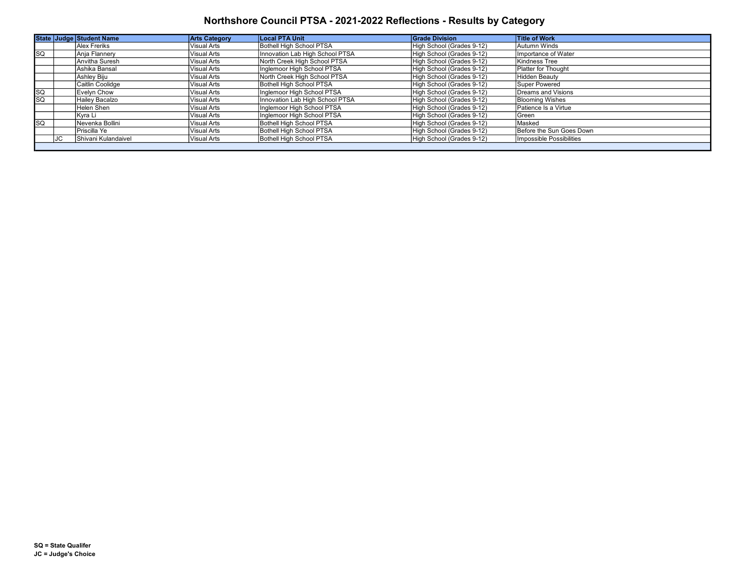# Northshore Council PTSA - 2021-2022 Reflections - Results by Category

| State | Judge | Student Name | Arts Category | Local PTA Unit | Grade Division | Title of Work |
|---|---|---|---|---|---|---|
| | | Alex Freriks | Visual Arts | Bothell High School PTSA | High School (Grades 9-12) | Autumn Winds |
| SQ | | Anja Flannery | Visual Arts | Innovation Lab High School PTSA | High School (Grades 9-12) | Importance of Water |
| | | Anvitha Suresh | Visual Arts | North Creek High School PTSA | High School (Grades 9-12) | Kindness Tree |
| | | Ashika Bansal | Visual Arts | Inglemoor High School PTSA | High School (Grades 9-12) | Platter for Thought |
| | | Ashley Biju | Visual Arts | North Creek High School PTSA | High School (Grades 9-12) | Hidden Beauty |
| | | Caitlin Coolidge | Visual Arts | Bothell High School PTSA | High School (Grades 9-12) | Super Powered |
| SQ | | Evelyn Chow | Visual Arts | Inglemoor High School PTSA | High School (Grades 9-12) | Dreams and Visions |
| SQ | | Hailey Bacalzo | Visual Arts | Innovation Lab High School PTSA | High School (Grades 9-12) | Blooming Wishes |
| | | Helen Shen | Visual Arts | Inglemoor High School PTSA | High School (Grades 9-12) | Patience Is a Virtue |
| | | Kyra Li | Visual Arts | Inglemoor High School PTSA | High School (Grades 9-12) | Green |
| SQ | | Nevenka Bollini | Visual Arts | Bothell High School PTSA | High School (Grades 9-12) | Masked |
| | | Priscilla Ye | Visual Arts | Bothell High School PTSA | High School (Grades 9-12) | Before the Sun Goes Down |
| | JC | Shivani Kulandaivel | Visual Arts | Bothell High School PTSA | High School (Grades 9-12) | Impossible Possibilities |

**SQ = State Qualifer**
**JC = Judge's Choice**